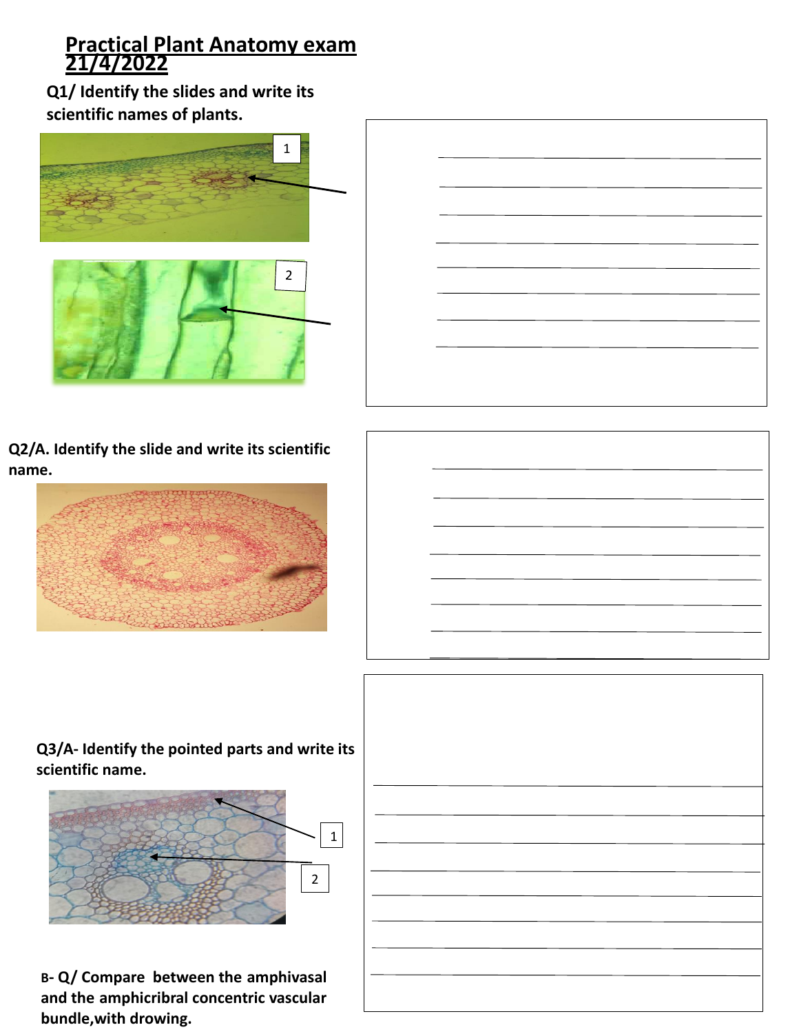# Practical Plant Anatomy exam 21/4/2022

**Q1/ Identify the slides and write its scientific names of plants.**

1

2

**Q2/A. Identify the slide and write its scientific name.**

**Q3/A- Identify the pointed parts and write its scientific name.**

1

2

**B- Q/ Compare between the amphivasal and the amphicribral concentric vascular bundle,with drowing.**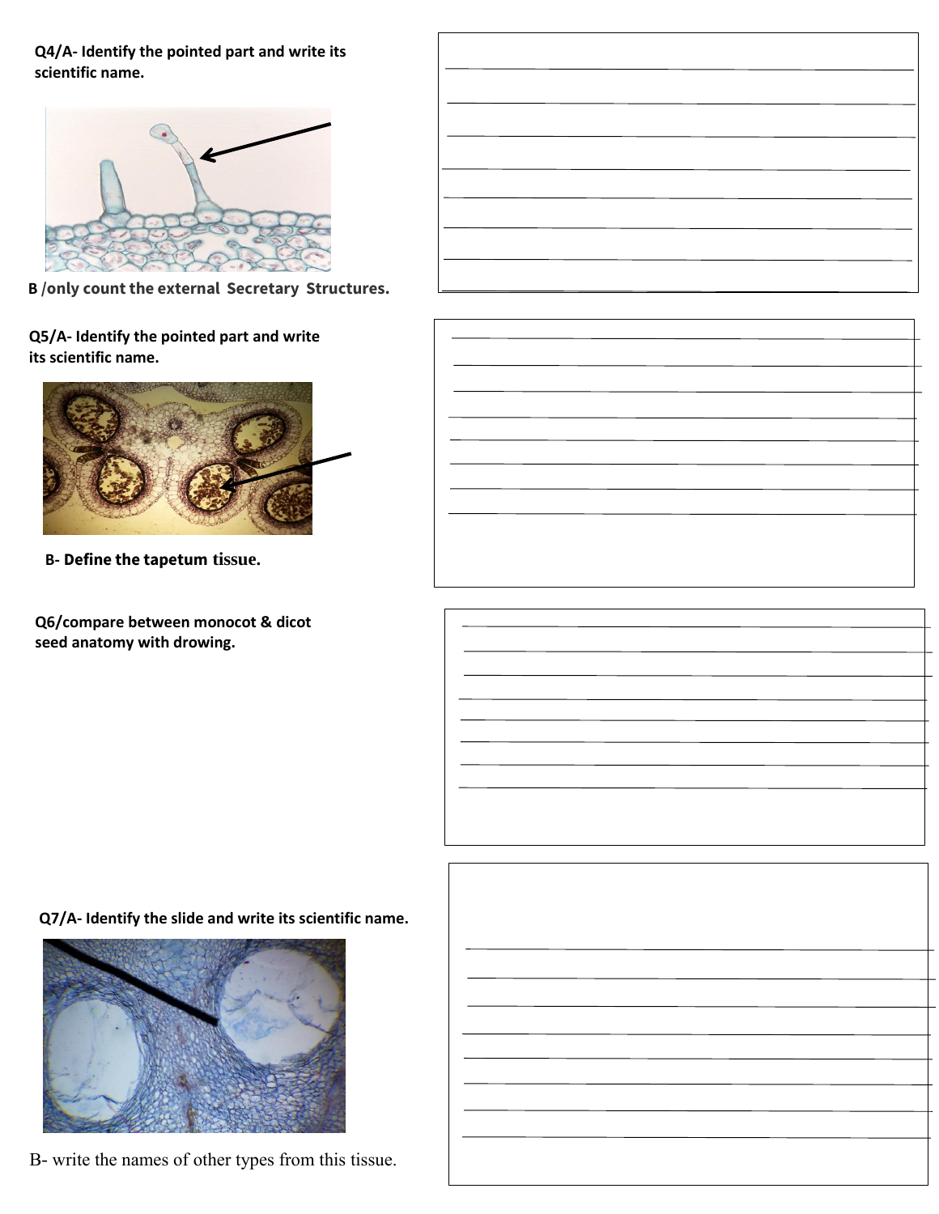**Q4/A- Identify the pointed part and write its scientific name.**

**B /only count the external Secretary Structures.**

**Q5/A- Identify the pointed part and write its scientific name.**

**B- Define the tapetum tissue.**

**Q6/compare between monocot & dicot seed anatomy with drowing.**

**Q7/A- Identify the slide and write its scientific name.**

B- write the names of other types from this tissue.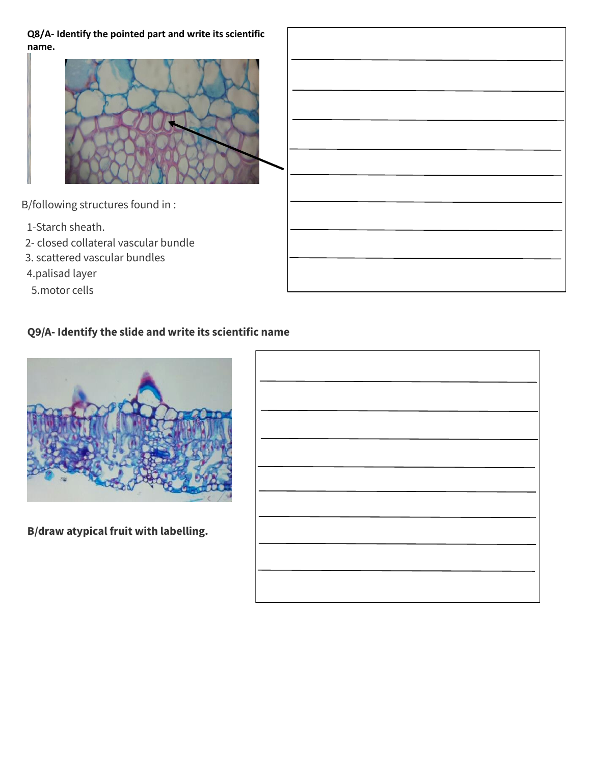**Q8/A- Identify the pointed part and write its scientific name.**

B/following structures found in :

1-Starch sheath.

2- closed collateral vascular bundle

3. scattered vascular bundles

4.palisad layer

5.motor cells

**Q9/A- Identify the slide and write its scientific name**

**B/draw atypical fruit with labelling.**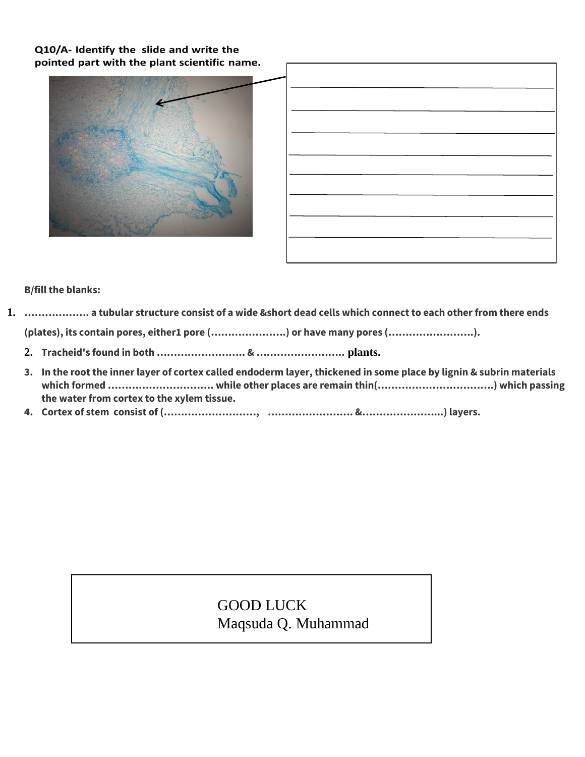**Q10/A- Identify the slide and write the pointed part with the plant scientific name.**

**B/fill the blanks:**

1. ………………. a tubular structure consist of a wide &short dead cells which connect to each other from there ends (plates), its contain pores, either1 pore (………………….) or have many pores (…………………….).
2. Tracheid's found in both …………………….. & ……………………. plants.
3. In the root the inner layer of cortex called endoderm layer, thickened in some place by lignin & subrin materials which formed …………………………. while other places are remain thin(…………………………….) which passing the water from cortex to the xylem tissue.
4. Cortex of stem consist of (………………………, ……………………. &…………………...) layers.

GOOD LUCK

Maqsuda Q. Muhammad